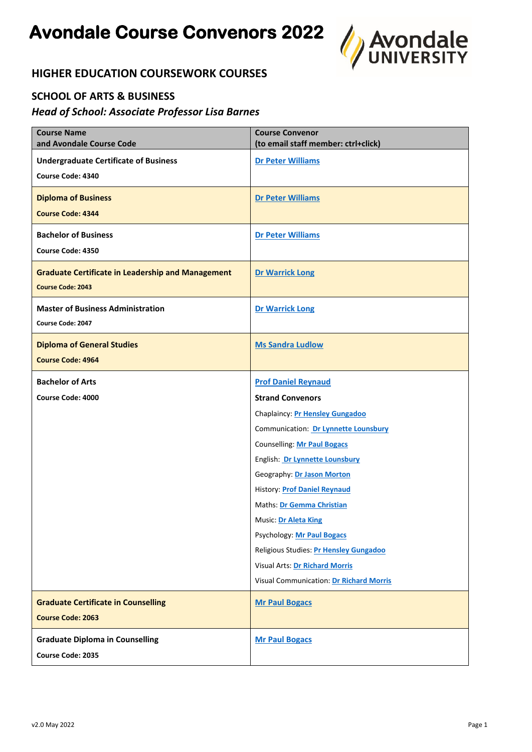# Avondale Course Convenors 2022

## HIGHER EDUCATION COURSEWORK COURSES

### SCHOOL OF ARTS & BUSINESS

*Head of School: Associate Professor Lisa Barnes*

| Course Name and Avondale Course Code | Course Convenor (to email staff member: ctrl+click) |
|---|---|
| **Undergraduate Certificate of Business**<br>**Course Code: 4340** | **Dr Peter Williams** |
| **Diploma of Business**<br>**Course Code: 4344** | **Dr Peter Williams** |
| **Bachelor of Business**<br>**Course Code: 4350** | **Dr Peter Williams** |
| **Graduate Certificate in Leadership and Management**<br>**Course Code: 2043** | **Dr Warrick Long** |
| **Master of Business Administration**<br>**Course Code: 2047** | **Dr Warrick Long** |
| **Diploma of General Studies**<br>**Course Code: 4964** | **Ms Sandra Ludlow** |
| **Bachelor of Arts**<br>**Course Code: 4000** | **Prof Daniel Reynaud**<br>**Strand Convenors**<br>Chaplaincy: **Pr Hensley Gungadoo**<br>Communication: **Dr Lynnette Lounsbury**<br>Counselling: **Mr Paul Bogacs**<br>English: **Dr Lynnette Lounsbury**<br>Geography: **Dr Jason Morton**<br>History: **Prof Daniel Reynaud**<br>Maths: **Dr Gemma Christian**<br>Music: **Dr Aleta King**<br>Psychology: **Mr Paul Bogacs**<br>Religious Studies: **Pr Hensley Gungadoo**<br>Visual Arts: **Dr Richard Morris**<br>Visual Communication: **Dr Richard Morris** |
| **Graduate Certificate in Counselling**<br>**Course Code: 2063** | **Mr Paul Bogacs** |
| **Graduate Diploma in Counselling**<br>**Course Code: 2035** | **Mr Paul Bogacs** |

v2.0 May 2022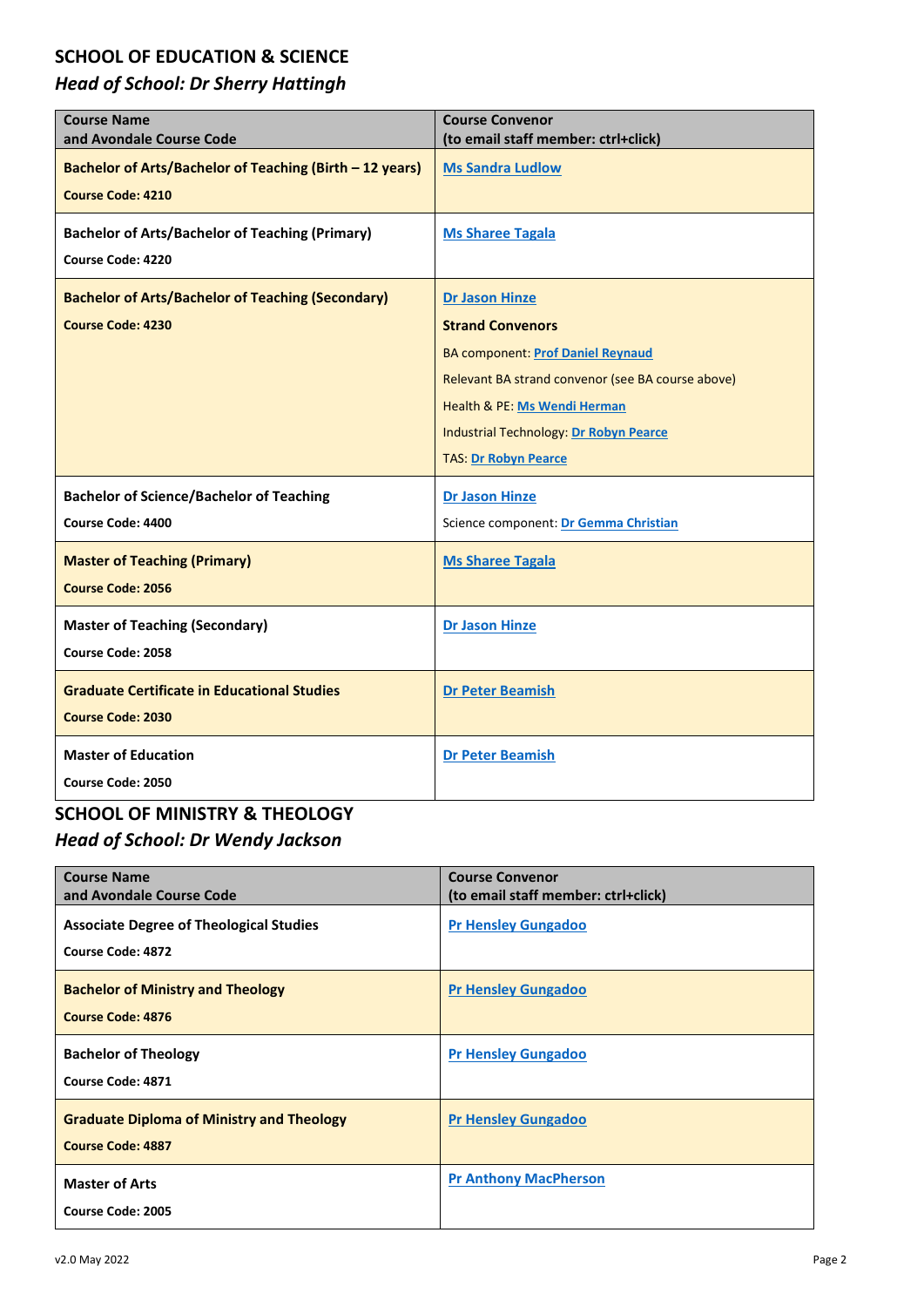## SCHOOL OF EDUCATION & SCIENCE

### *Head of School: Dr Sherry Hattingh*

| Course Name<br>and Avondale Course Code | Course Convenor<br>(to email staff member: ctrl+click) |
|---|---|
| **Bachelor of Arts/Bachelor of Teaching (Birth – 12 years)**<br>**Course Code: 4210** | **Ms Sandra Ludlow** |
| **Bachelor of Arts/Bachelor of Teaching (Primary)**<br>**Course Code: 4220** | **Ms Sharee Tagala** |
| **Bachelor of Arts/Bachelor of Teaching (Secondary)**<br>**Course Code: 4230** | **Dr Jason Hinze**<br>**Strand Convenors**<br>BA component: **Prof Daniel Reynaud**<br>Relevant BA strand convenor (see BA course above)<br>Health & PE: **Ms Wendi Herman**<br>Industrial Technology: **Dr Robyn Pearce**<br>TAS: **Dr Robyn Pearce** |
| **Bachelor of Science/Bachelor of Teaching**<br>**Course Code: 4400** | **Dr Jason Hinze**<br>Science component: **Dr Gemma Christian** |
| **Master of Teaching (Primary)**<br>**Course Code: 2056** | **Ms Sharee Tagala** |
| **Master of Teaching (Secondary)**<br>**Course Code: 2058** | **Dr Jason Hinze** |
| **Graduate Certificate in Educational Studies**<br>**Course Code: 2030** | **Dr Peter Beamish** |
| **Master of Education**<br>**Course Code: 2050** | **Dr Peter Beamish** |

## SCHOOL OF MINISTRY & THEOLOGY

### *Head of School: Dr Wendy Jackson*

| Course Name<br>and Avondale Course Code | Course Convenor<br>(to email staff member: ctrl+click) |
|---|---|
| **Associate Degree of Theological Studies**<br>**Course Code: 4872** | **Pr Hensley Gungadoo** |
| **Bachelor of Ministry and Theology**<br>**Course Code: 4876** | **Pr Hensley Gungadoo** |
| **Bachelor of Theology**<br>**Course Code: 4871** | **Pr Hensley Gungadoo** |
| **Graduate Diploma of Ministry and Theology**<br>**Course Code: 4887** | **Pr Hensley Gungadoo** |
| **Master of Arts**<br>**Course Code: 2005** | **Pr Anthony MacPherson** |

v2.0 May 2022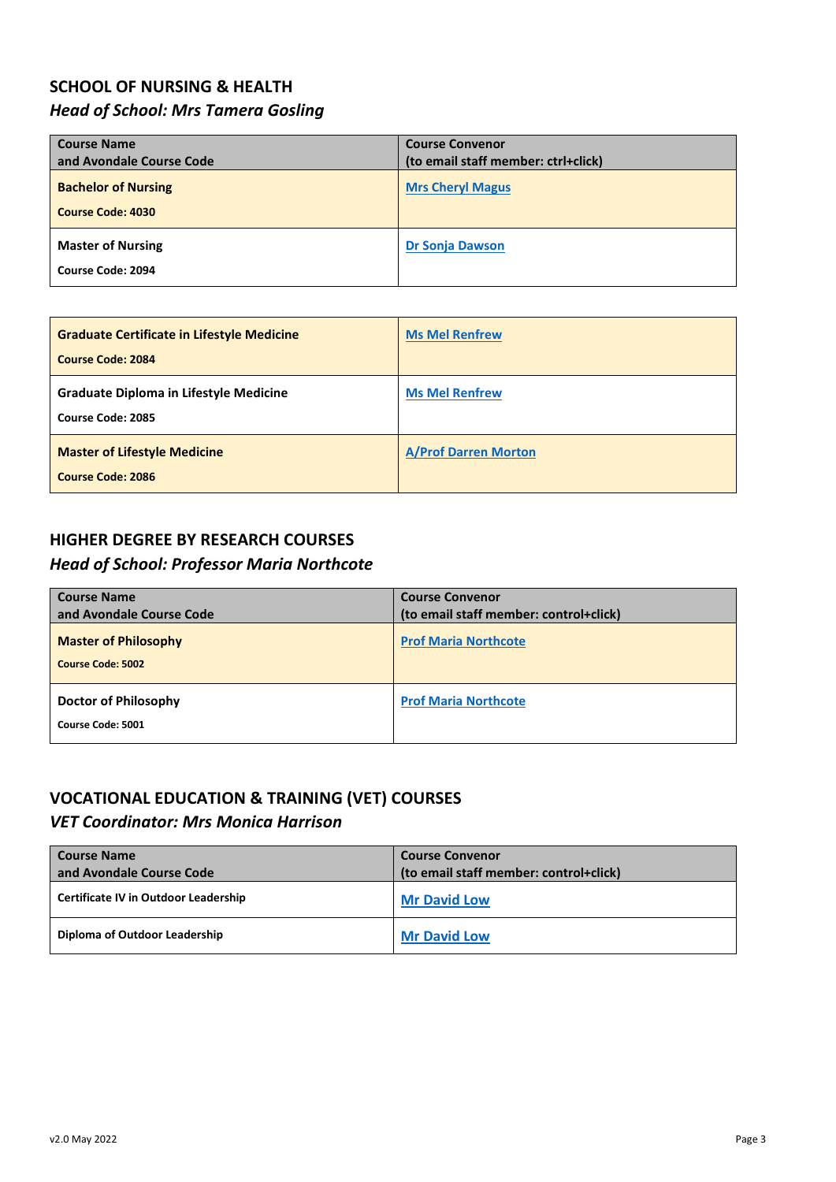## SCHOOL OF NURSING & HEALTH

### *Head of School: Mrs Tamera Gosling*

| Course Name and Avondale Course Code | Course Convenor (to email staff member: ctrl+click) |
|---|---|
| **Bachelor of Nursing** Course Code: 4030 | [Mrs Cheryl Magus] |
| **Master of Nursing** Course Code: 2094 | [Dr Sonja Dawson] |

| | |
|---|---|
| **Graduate Certificate in Lifestyle Medicine** Course Code: 2084 | [Ms Mel Renfrew] |
| **Graduate Diploma in Lifestyle Medicine** Course Code: 2085 | [Ms Mel Renfrew] |
| **Master of Lifestyle Medicine** Course Code: 2086 | [A/Prof Darren Morton] |

## HIGHER DEGREE BY RESEARCH COURSES

### *Head of School: Professor Maria Northcote*

| Course Name and Avondale Course Code | Course Convenor (to email staff member: control+click) |
|---|---|
| **Master of Philosophy** Course Code: 5002 | [Prof Maria Northcote] |
| **Doctor of Philosophy** Course Code: 5001 | [Prof Maria Northcote] |

## VOCATIONAL EDUCATION & TRAINING (VET) COURSES

### *VET Coordinator: Mrs Monica Harrison*

| Course Name and Avondale Course Code | Course Convenor (to email staff member: control+click) |
|---|---|
| **Certificate IV in Outdoor Leadership** | [Mr David Low] |
| **Diploma of Outdoor Leadership** | [Mr David Low] |

v2.0 May 2022